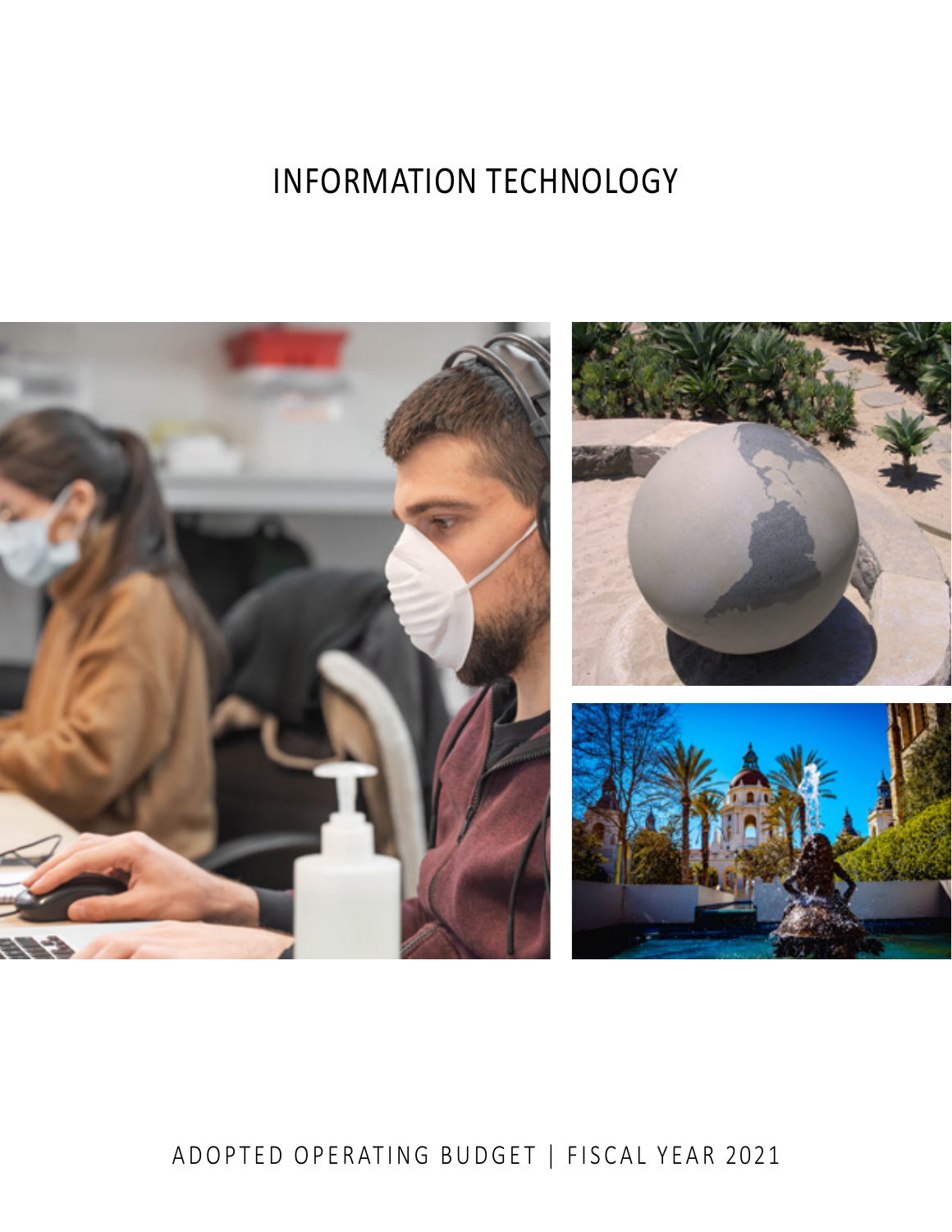# INFORMATION TECHNOLOGY

ADOPTED OPERATING BUDGET | FISCAL YEAR 2021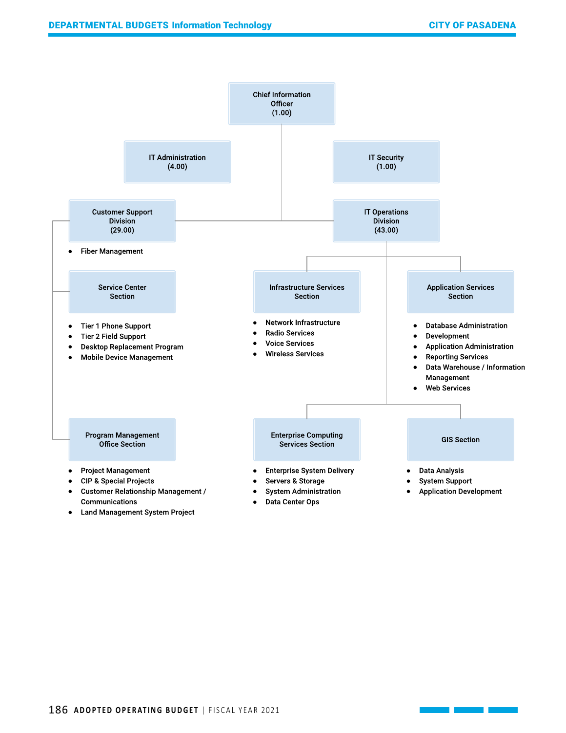**Chief Information Officer (1.00)**

- **IT Administration (4.00)**
- **IT Security (1.00)**

**Customer Support Division (29.00)**

- Fiber Management

**Service Center Section**

- Tier 1 Phone Support
- Tier 2 Field Support
- Desktop Replacement Program
- Mobile Device Management

**Program Management Office Section**

- Project Management
- CIP & Special Projects
- Customer Relationship Management / Communications
- Land Management System Project

**IT Operations Division (43.00)**

**Infrastructure Services Section**

- Network Infrastructure
- Radio Services
- Voice Services
- Wireless Services

**Application Services Section**

- Database Administration
- Development
- Application Administration
- Reporting Services
- Data Warehouse / Information Management
- Web Services

**Enterprise Computing Services Section**

- Enterprise System Delivery
- Servers & Storage
- System Administration
- Data Center Ops

**GIS Section**

- Data Analysis
- System Support
- Application Development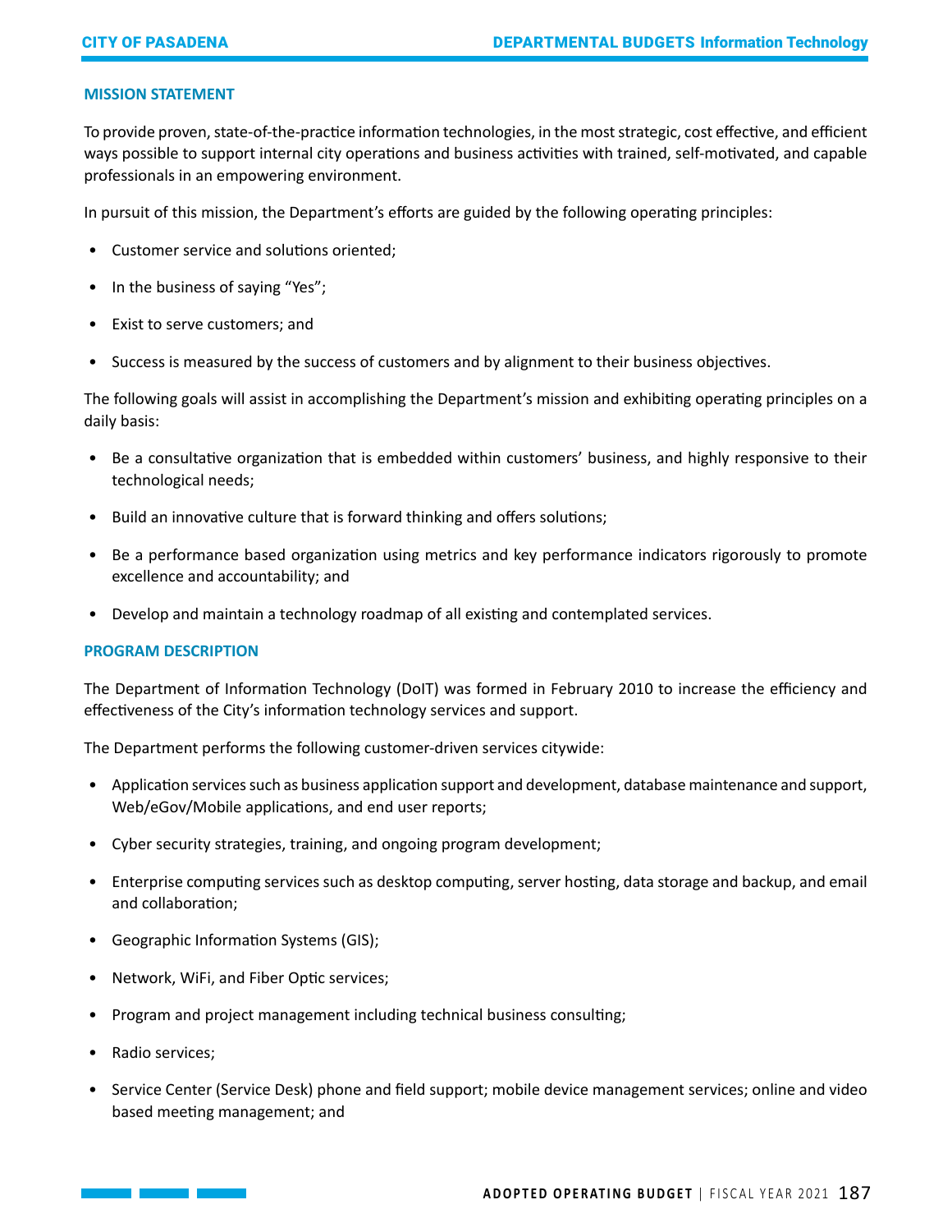## MISSION STATEMENT

To provide proven, state-of-the-practice information technologies, in the most strategic, cost effective, and efficient ways possible to support internal city operations and business activities with trained, self-motivated, and capable professionals in an empowering environment.

In pursuit of this mission, the Department's efforts are guided by the following operating principles:

- Customer service and solutions oriented;
- In the business of saying "Yes";
- Exist to serve customers; and
- Success is measured by the success of customers and by alignment to their business objectives.

The following goals will assist in accomplishing the Department's mission and exhibiting operating principles on a daily basis:

- Be a consultative organization that is embedded within customers' business, and highly responsive to their technological needs;
- Build an innovative culture that is forward thinking and offers solutions;
- Be a performance based organization using metrics and key performance indicators rigorously to promote excellence and accountability; and
- Develop and maintain a technology roadmap of all existing and contemplated services.

## PROGRAM DESCRIPTION

The Department of Information Technology (DoIT) was formed in February 2010 to increase the efficiency and effectiveness of the City's information technology services and support.

The Department performs the following customer-driven services citywide:

- Application services such as business application support and development, database maintenance and support, Web/eGov/Mobile applications, and end user reports;
- Cyber security strategies, training, and ongoing program development;
- Enterprise computing services such as desktop computing, server hosting, data storage and backup, and email and collaboration;
- Geographic Information Systems (GIS);
- Network, WiFi, and Fiber Optic services;
- Program and project management including technical business consulting;
- Radio services;
- Service Center (Service Desk) phone and field support; mobile device management services; online and video based meeting management; and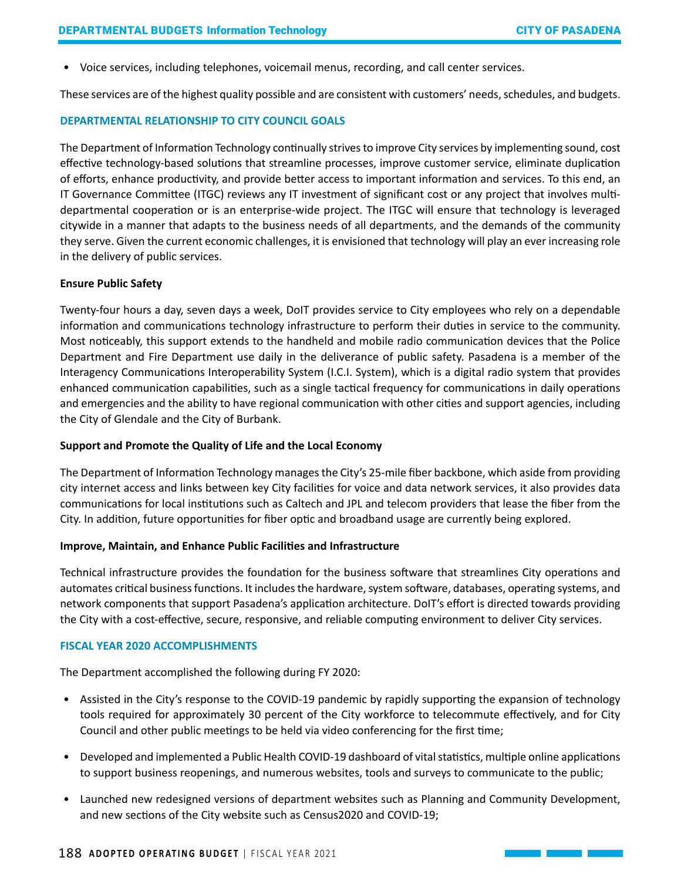- Voice services, including telephones, voicemail menus, recording, and call center services.

These services are of the highest quality possible and are consistent with customers' needs, schedules, and budgets.

## DEPARTMENTAL RELATIONSHIP TO CITY COUNCIL GOALS

The Department of Information Technology continually strives to improve City services by implementing sound, cost effective technology-based solutions that streamline processes, improve customer service, eliminate duplication of efforts, enhance productivity, and provide better access to important information and services. To this end, an IT Governance Committee (ITGC) reviews any IT investment of significant cost or any project that involves multi-departmental cooperation or is an enterprise-wide project. The ITGC will ensure that technology is leveraged citywide in a manner that adapts to the business needs of all departments, and the demands of the community they serve. Given the current economic challenges, it is envisioned that technology will play an ever increasing role in the delivery of public services.

### Ensure Public Safety

Twenty-four hours a day, seven days a week, DoIT provides service to City employees who rely on a dependable information and communications technology infrastructure to perform their duties in service to the community. Most noticeably, this support extends to the handheld and mobile radio communication devices that the Police Department and Fire Department use daily in the deliverance of public safety. Pasadena is a member of the Interagency Communications Interoperability System (I.C.I. System), which is a digital radio system that provides enhanced communication capabilities, such as a single tactical frequency for communications in daily operations and emergencies and the ability to have regional communication with other cities and support agencies, including the City of Glendale and the City of Burbank.

### Support and Promote the Quality of Life and the Local Economy

The Department of Information Technology manages the City's 25-mile fiber backbone, which aside from providing city internet access and links between key City facilities for voice and data network services, it also provides data communications for local institutions such as Caltech and JPL and telecom providers that lease the fiber from the City. In addition, future opportunities for fiber optic and broadband usage are currently being explored.

### Improve, Maintain, and Enhance Public Facilities and Infrastructure

Technical infrastructure provides the foundation for the business software that streamlines City operations and automates critical business functions. It includes the hardware, system software, databases, operating systems, and network components that support Pasadena's application architecture. DoIT's effort is directed towards providing the City with a cost-effective, secure, responsive, and reliable computing environment to deliver City services.

## FISCAL YEAR 2020 ACCOMPLISHMENTS

The Department accomplished the following during FY 2020:

- Assisted in the City's response to the COVID-19 pandemic by rapidly supporting the expansion of technology tools required for approximately 30 percent of the City workforce to telecommute effectively, and for City Council and other public meetings to be held via video conferencing for the first time;
- Developed and implemented a Public Health COVID-19 dashboard of vital statistics, multiple online applications to support business reopenings, and numerous websites, tools and surveys to communicate to the public;
- Launched new redesigned versions of department websites such as Planning and Community Development, and new sections of the City website such as Census2020 and COVID-19;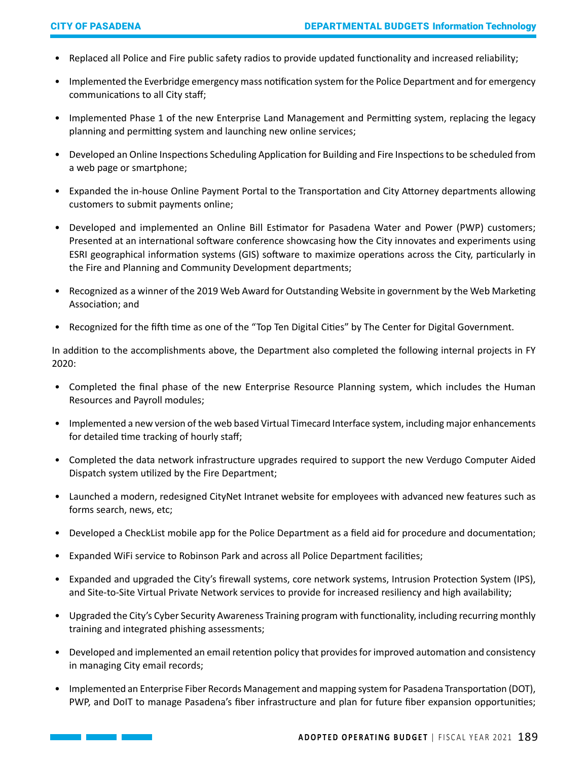- Replaced all Police and Fire public safety radios to provide updated functionality and increased reliability;
- Implemented the Everbridge emergency mass notification system for the Police Department and for emergency communications to all City staff;
- Implemented Phase 1 of the new Enterprise Land Management and Permitting system, replacing the legacy planning and permitting system and launching new online services;
- Developed an Online Inspections Scheduling Application for Building and Fire Inspections to be scheduled from a web page or smartphone;
- Expanded the in-house Online Payment Portal to the Transportation and City Attorney departments allowing customers to submit payments online;
- Developed and implemented an Online Bill Estimator for Pasadena Water and Power (PWP) customers; Presented at an international software conference showcasing how the City innovates and experiments using ESRI geographical information systems (GIS) software to maximize operations across the City, particularly in the Fire and Planning and Community Development departments;
- Recognized as a winner of the 2019 Web Award for Outstanding Website in government by the Web Marketing Association; and
- Recognized for the fifth time as one of the "Top Ten Digital Cities" by The Center for Digital Government.

In addition to the accomplishments above, the Department also completed the following internal projects in FY 2020:

- Completed the final phase of the new Enterprise Resource Planning system, which includes the Human Resources and Payroll modules;
- Implemented a new version of the web based Virtual Timecard Interface system, including major enhancements for detailed time tracking of hourly staff;
- Completed the data network infrastructure upgrades required to support the new Verdugo Computer Aided Dispatch system utilized by the Fire Department;
- Launched a modern, redesigned CityNet Intranet website for employees with advanced new features such as forms search, news, etc;
- Developed a CheckList mobile app for the Police Department as a field aid for procedure and documentation;
- Expanded WiFi service to Robinson Park and across all Police Department facilities;
- Expanded and upgraded the City's firewall systems, core network systems, Intrusion Protection System (IPS), and Site-to-Site Virtual Private Network services to provide for increased resiliency and high availability;
- Upgraded the City's Cyber Security Awareness Training program with functionality, including recurring monthly training and integrated phishing assessments;
- Developed and implemented an email retention policy that provides for improved automation and consistency in managing City email records;
- Implemented an Enterprise Fiber Records Management and mapping system for Pasadena Transportation (DOT), PWP, and DoIT to manage Pasadena's fiber infrastructure and plan for future fiber expansion opportunities;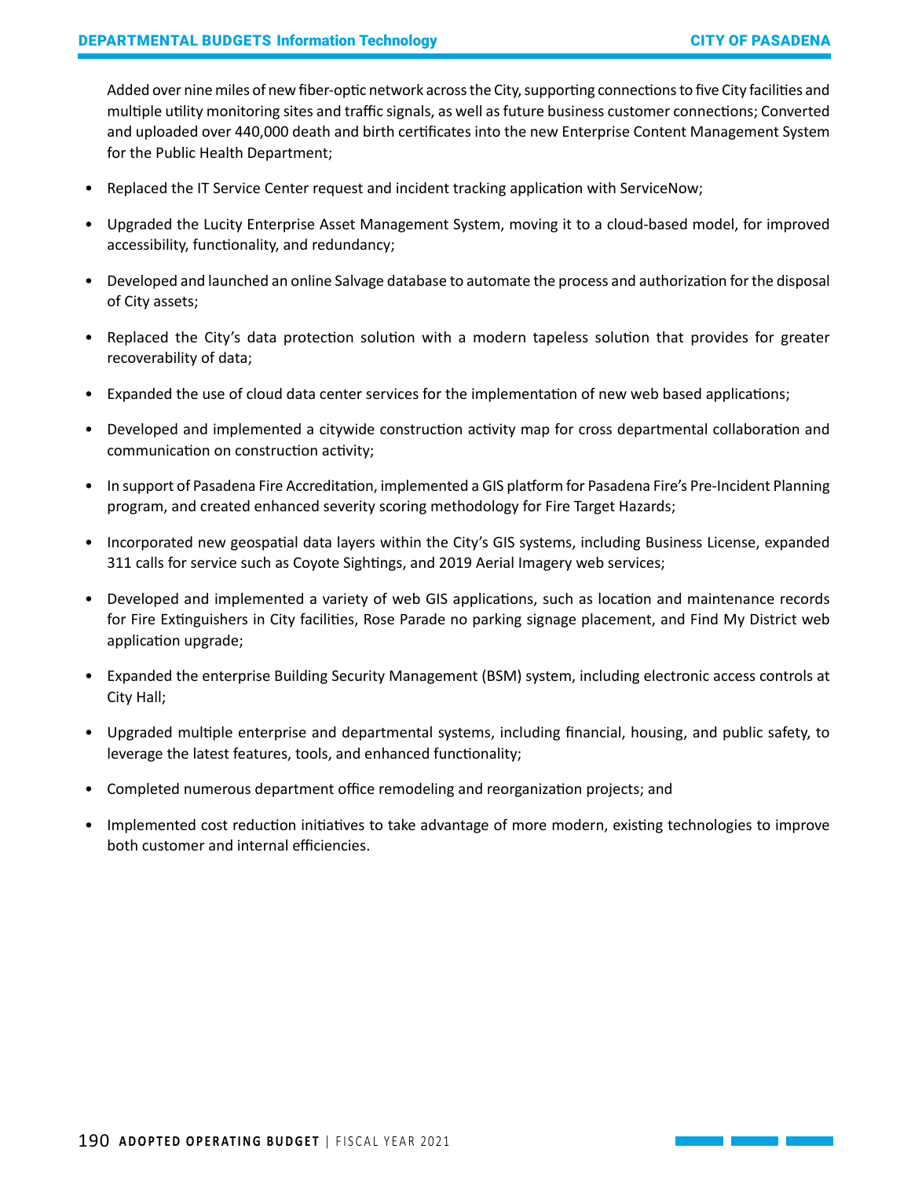Added over nine miles of new fiber-optic network across the City, supporting connections to five City facilities and multiple utility monitoring sites and traffic signals, as well as future business customer connections; Converted and uploaded over 440,000 death and birth certificates into the new Enterprise Content Management System for the Public Health Department;

- Replaced the IT Service Center request and incident tracking application with ServiceNow;
- Upgraded the Lucity Enterprise Asset Management System, moving it to a cloud-based model, for improved accessibility, functionality, and redundancy;
- Developed and launched an online Salvage database to automate the process and authorization for the disposal of City assets;
- Replaced the City's data protection solution with a modern tapeless solution that provides for greater recoverability of data;
- Expanded the use of cloud data center services for the implementation of new web based applications;
- Developed and implemented a citywide construction activity map for cross departmental collaboration and communication on construction activity;
- In support of Pasadena Fire Accreditation, implemented a GIS platform for Pasadena Fire's Pre-Incident Planning program, and created enhanced severity scoring methodology for Fire Target Hazards;
- Incorporated new geospatial data layers within the City's GIS systems, including Business License, expanded 311 calls for service such as Coyote Sightings, and 2019 Aerial Imagery web services;
- Developed and implemented a variety of web GIS applications, such as location and maintenance records for Fire Extinguishers in City facilities, Rose Parade no parking signage placement, and Find My District web application upgrade;
- Expanded the enterprise Building Security Management (BSM) system, including electronic access controls at City Hall;
- Upgraded multiple enterprise and departmental systems, including financial, housing, and public safety, to leverage the latest features, tools, and enhanced functionality;
- Completed numerous department office remodeling and reorganization projects; and
- Implemented cost reduction initiatives to take advantage of more modern, existing technologies to improve both customer and internal efficiencies.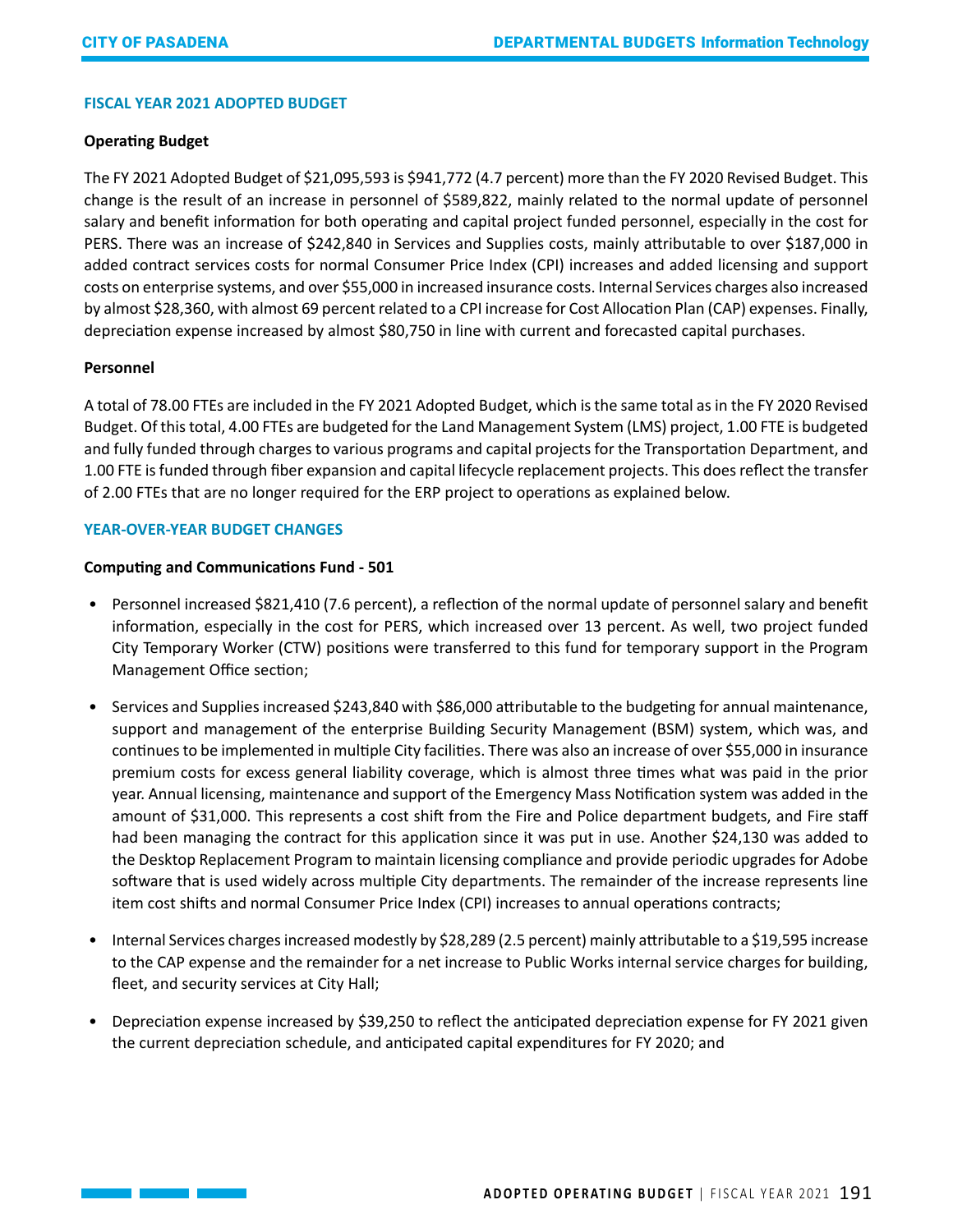## FISCAL YEAR 2021 ADOPTED BUDGET

### Operating Budget

The FY 2021 Adopted Budget of $21,095,593 is $941,772 (4.7 percent) more than the FY 2020 Revised Budget. This change is the result of an increase in personnel of $589,822, mainly related to the normal update of personnel salary and benefit information for both operating and capital project funded personnel, especially in the cost for PERS. There was an increase of $242,840 in Services and Supplies costs, mainly attributable to over $187,000 in added contract services costs for normal Consumer Price Index (CPI) increases and added licensing and support costs on enterprise systems, and over $55,000 in increased insurance costs. Internal Services charges also increased by almost $28,360, with almost 69 percent related to a CPI increase for Cost Allocation Plan (CAP) expenses. Finally, depreciation expense increased by almost $80,750 in line with current and forecasted capital purchases.

### Personnel

A total of 78.00 FTEs are included in the FY 2021 Adopted Budget, which is the same total as in the FY 2020 Revised Budget. Of this total, 4.00 FTEs are budgeted for the Land Management System (LMS) project, 1.00 FTE is budgeted and fully funded through charges to various programs and capital projects for the Transportation Department, and 1.00 FTE is funded through fiber expansion and capital lifecycle replacement projects. This does reflect the transfer of 2.00 FTEs that are no longer required for the ERP project to operations as explained below.

## YEAR-OVER-YEAR BUDGET CHANGES

### Computing and Communications Fund - 501

- Personnel increased $821,410 (7.6 percent), a reflection of the normal update of personnel salary and benefit information, especially in the cost for PERS, which increased over 13 percent. As well, two project funded City Temporary Worker (CTW) positions were transferred to this fund for temporary support in the Program Management Office section;
- Services and Supplies increased $243,840 with $86,000 attributable to the budgeting for annual maintenance, support and management of the enterprise Building Security Management (BSM) system, which was, and continues to be implemented in multiple City facilities. There was also an increase of over $55,000 in insurance premium costs for excess general liability coverage, which is almost three times what was paid in the prior year. Annual licensing, maintenance and support of the Emergency Mass Notification system was added in the amount of $31,000. This represents a cost shift from the Fire and Police department budgets, and Fire staff had been managing the contract for this application since it was put in use. Another $24,130 was added to the Desktop Replacement Program to maintain licensing compliance and provide periodic upgrades for Adobe software that is used widely across multiple City departments. The remainder of the increase represents line item cost shifts and normal Consumer Price Index (CPI) increases to annual operations contracts;
- Internal Services charges increased modestly by $28,289 (2.5 percent) mainly attributable to a $19,595 increase to the CAP expense and the remainder for a net increase to Public Works internal service charges for building, fleet, and security services at City Hall;
- Depreciation expense increased by $39,250 to reflect the anticipated depreciation expense for FY 2021 given the current depreciation schedule, and anticipated capital expenditures for FY 2020; and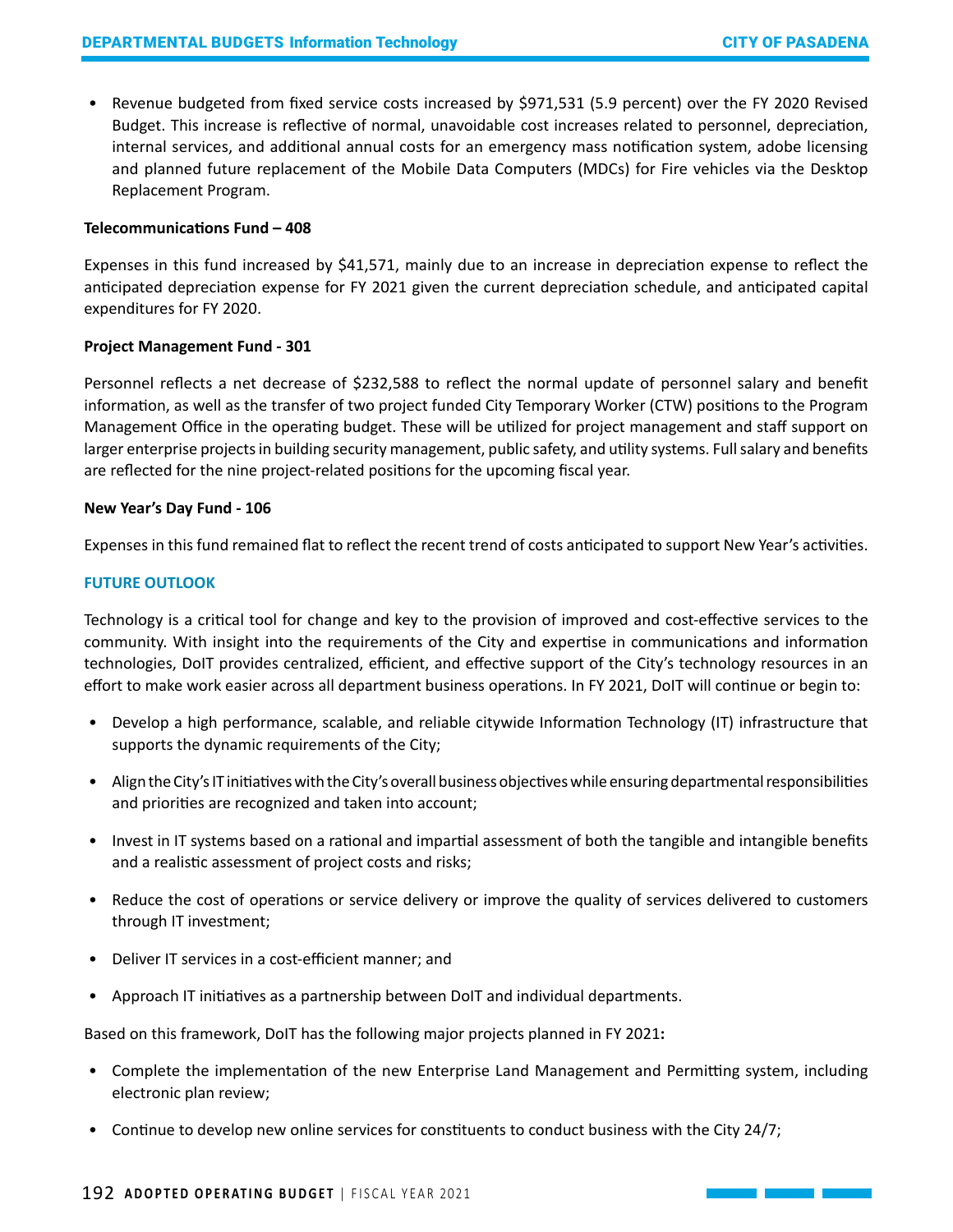- Revenue budgeted from fixed service costs increased by $971,531 (5.9 percent) over the FY 2020 Revised Budget. This increase is reflective of normal, unavoidable cost increases related to personnel, depreciation, internal services, and additional annual costs for an emergency mass notification system, adobe licensing and planned future replacement of the Mobile Data Computers (MDCs) for Fire vehicles via the Desktop Replacement Program.

**Telecommunications Fund – 408**

Expenses in this fund increased by $41,571, mainly due to an increase in depreciation expense to reflect the anticipated depreciation expense for FY 2021 given the current depreciation schedule, and anticipated capital expenditures for FY 2020.

**Project Management Fund - 301**

Personnel reflects a net decrease of $232,588 to reflect the normal update of personnel salary and benefit information, as well as the transfer of two project funded City Temporary Worker (CTW) positions to the Program Management Office in the operating budget. These will be utilized for project management and staff support on larger enterprise projects in building security management, public safety, and utility systems. Full salary and benefits are reflected for the nine project-related positions for the upcoming fiscal year.

**New Year's Day Fund - 106**

Expenses in this fund remained flat to reflect the recent trend of costs anticipated to support New Year's activities.

## FUTURE OUTLOOK

Technology is a critical tool for change and key to the provision of improved and cost-effective services to the community. With insight into the requirements of the City and expertise in communications and information technologies, DoIT provides centralized, efficient, and effective support of the City's technology resources in an effort to make work easier across all department business operations. In FY 2021, DoIT will continue or begin to:

- Develop a high performance, scalable, and reliable citywide Information Technology (IT) infrastructure that supports the dynamic requirements of the City;
- Align the City's IT initiatives with the City's overall business objectives while ensuring departmental responsibilities and priorities are recognized and taken into account;
- Invest in IT systems based on a rational and impartial assessment of both the tangible and intangible benefits and a realistic assessment of project costs and risks;
- Reduce the cost of operations or service delivery or improve the quality of services delivered to customers through IT investment;
- Deliver IT services in a cost-efficient manner; and
- Approach IT initiatives as a partnership between DoIT and individual departments.

Based on this framework, DoIT has the following major projects planned in FY 2021**:**

- Complete the implementation of the new Enterprise Land Management and Permitting system, including electronic plan review;
- Continue to develop new online services for constituents to conduct business with the City 24/7;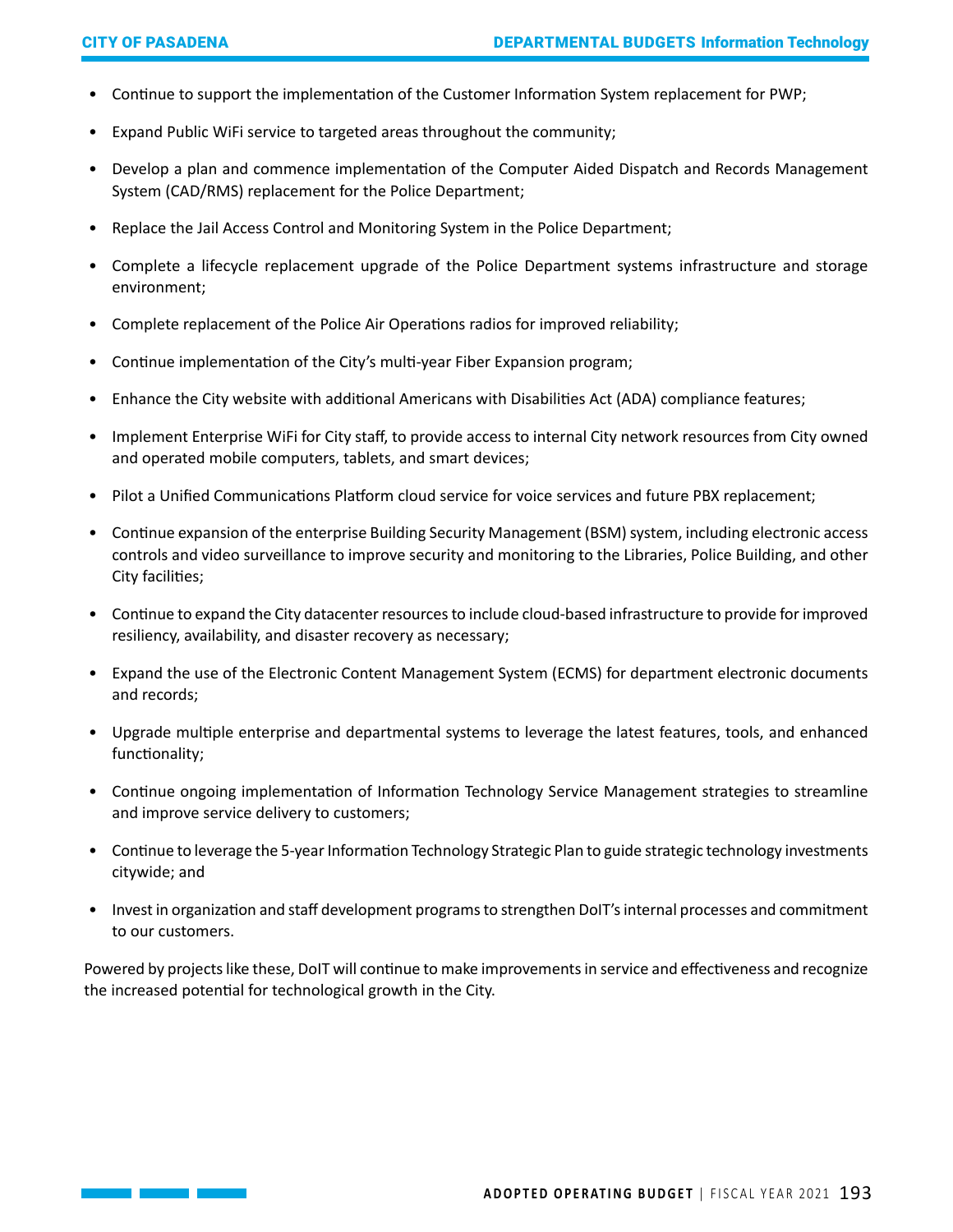- Continue to support the implementation of the Customer Information System replacement for PWP;
- Expand Public WiFi service to targeted areas throughout the community;
- Develop a plan and commence implementation of the Computer Aided Dispatch and Records Management System (CAD/RMS) replacement for the Police Department;
- Replace the Jail Access Control and Monitoring System in the Police Department;
- Complete a lifecycle replacement upgrade of the Police Department systems infrastructure and storage environment;
- Complete replacement of the Police Air Operations radios for improved reliability;
- Continue implementation of the City's multi-year Fiber Expansion program;
- Enhance the City website with additional Americans with Disabilities Act (ADA) compliance features;
- Implement Enterprise WiFi for City staff, to provide access to internal City network resources from City owned and operated mobile computers, tablets, and smart devices;
- Pilot a Unified Communications Platform cloud service for voice services and future PBX replacement;
- Continue expansion of the enterprise Building Security Management (BSM) system, including electronic access controls and video surveillance to improve security and monitoring to the Libraries, Police Building, and other City facilities;
- Continue to expand the City datacenter resources to include cloud-based infrastructure to provide for improved resiliency, availability, and disaster recovery as necessary;
- Expand the use of the Electronic Content Management System (ECMS) for department electronic documents and records;
- Upgrade multiple enterprise and departmental systems to leverage the latest features, tools, and enhanced functionality;
- Continue ongoing implementation of Information Technology Service Management strategies to streamline and improve service delivery to customers;
- Continue to leverage the 5-year Information Technology Strategic Plan to guide strategic technology investments citywide; and
- Invest in organization and staff development programs to strengthen DoIT's internal processes and commitment to our customers.

Powered by projects like these, DoIT will continue to make improvements in service and effectiveness and recognize the increased potential for technological growth in the City.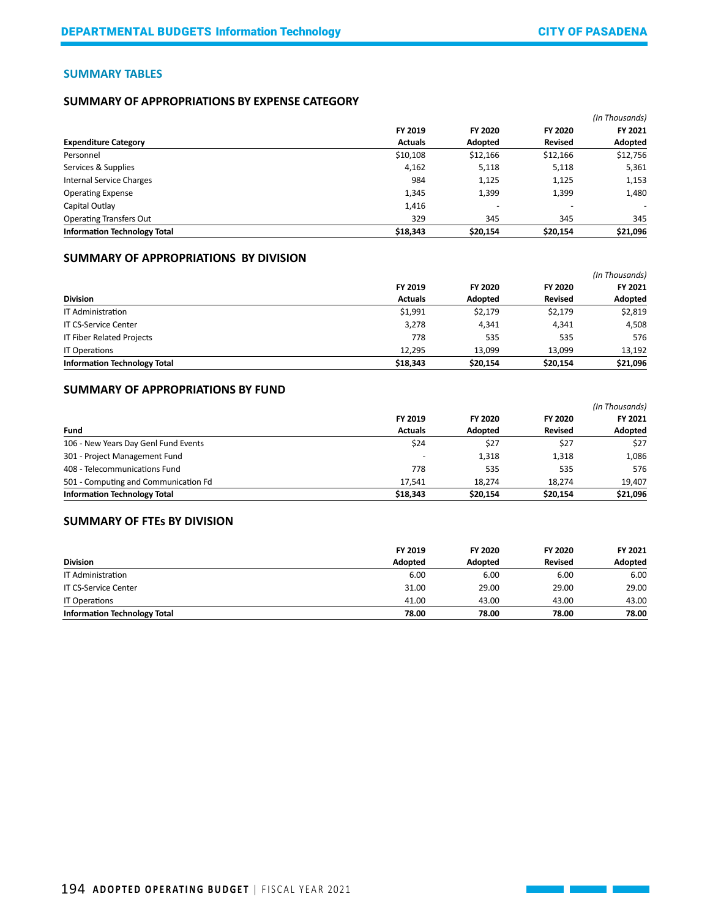## SUMMARY TABLES

### SUMMARY OF APPROPRIATIONS BY EXPENSE CATEGORY

*(In Thousands)*

| Expenditure Category | FY 2019 Actuals | FY 2020 Adopted | FY 2020 Revised | FY 2021 Adopted |
|---|---|---|---|---|
| Personnel | $10,108 | $12,166 | $12,166 | $12,756 |
| Services & Supplies | 4,162 | 5,118 | 5,118 | 5,361 |
| Internal Service Charges | 984 | 1,125 | 1,125 | 1,153 |
| Operating Expense | 1,345 | 1,399 | 1,399 | 1,480 |
| Capital Outlay | 1,416 | - | - | - |
| Operating Transfers Out | 329 | 345 | 345 | 345 |
| **Information Technology Total** | **$18,343** | **$20,154** | **$20,154** | **$21,096** |

### SUMMARY OF APPROPRIATIONS BY DIVISION

*(In Thousands)*

| Division | FY 2019 Actuals | FY 2020 Adopted | FY 2020 Revised | FY 2021 Adopted |
|---|---|---|---|---|
| IT Administration | $1,991 | $2,179 | $2,179 | $2,819 |
| IT CS-Service Center | 3,278 | 4,341 | 4,341 | 4,508 |
| IT Fiber Related Projects | 778 | 535 | 535 | 576 |
| IT Operations | 12,295 | 13,099 | 13,099 | 13,192 |
| **Information Technology Total** | **$18,343** | **$20,154** | **$20,154** | **$21,096** |

### SUMMARY OF APPROPRIATIONS BY FUND

*(In Thousands)*

| Fund | FY 2019 Actuals | FY 2020 Adopted | FY 2020 Revised | FY 2021 Adopted |
|---|---|---|---|---|
| 106 - New Years Day Genl Fund Events | $24 | $27 | $27 | $27 |
| 301 - Project Management Fund | - | 1,318 | 1,318 | 1,086 |
| 408 - Telecommunications Fund | 778 | 535 | 535 | 576 |
| 501 - Computing and Communication Fd | 17,541 | 18,274 | 18,274 | 19,407 |
| **Information Technology Total** | **$18,343** | **$20,154** | **$20,154** | **$21,096** |

### SUMMARY OF FTEs BY DIVISION

| Division | FY 2019 Adopted | FY 2020 Adopted | FY 2020 Revised | FY 2021 Adopted |
|---|---|---|---|---|
| IT Administration | 6.00 | 6.00 | 6.00 | 6.00 |
| IT CS-Service Center | 31.00 | 29.00 | 29.00 | 29.00 |
| IT Operations | 41.00 | 43.00 | 43.00 | 43.00 |
| **Information Technology Total** | **78.00** | **78.00** | **78.00** | **78.00** |